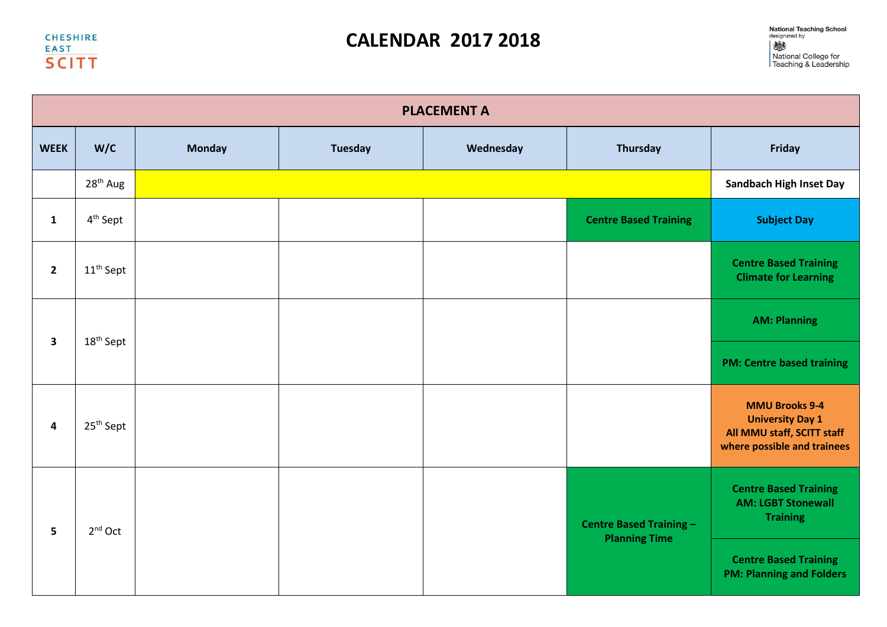CHESHIRE EAST SCITT

# CALENDAR 2017 2018

National Teaching School designated by National College for Teaching & Leadership

| PLACEMENT A | | | | | | |
|---|---|---|---|---|---|---|
| **WEEK** | **W/C** | **Monday** | **Tuesday** | **Wednesday** | **Thursday** | **Friday** |
| | 28th Aug | | | | | **Sandbach High Inset Day** |
| **1** | 4th Sept | | | | **Centre Based Training** | **Subject Day** |
| **2** | 11th Sept | | | | | **Centre Based Training Climate for Learning** |
| **3** | 18th Sept | | | | | **AM: Planning**<br>**PM: Centre based training** |
| **4** | 25th Sept | | | | | **MMU Brooks 9-4 University Day 1 All MMU staff, SCITT staff where possible and trainees** |
| **5** | 2nd Oct | | | | **Centre Based Training – Planning Time** | **Centre Based Training AM: LGBT Stonewall Training**<br>**Centre Based Training PM: Planning and Folders** |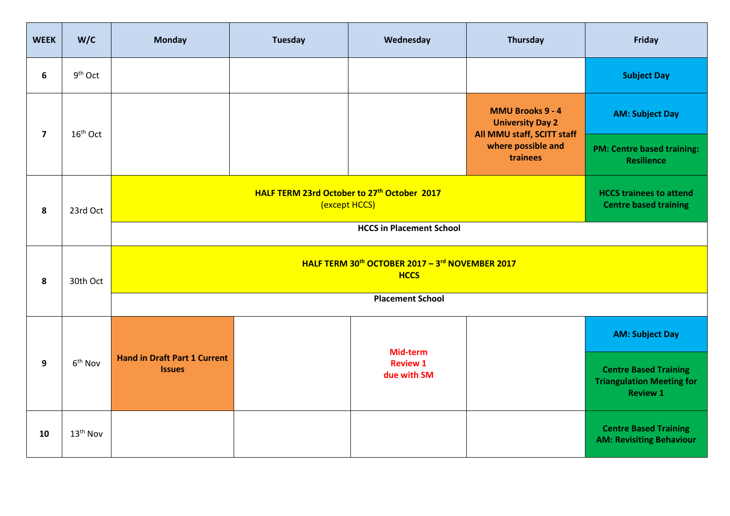| WEEK | W/C | Monday | Tuesday | Wednesday | Thursday | Friday |
|---|---|---|---|---|---|---|
| **6** | 9th Oct | | | | | **Subject Day** |
| **7** | 16th Oct | | | | **MMU Brooks 9 - 4 University Day 2 All MMU staff, SCITT staff where possible and trainees** | **AM: Subject Day** **PM: Centre based training: Resilience** |
| **8** | 23rd Oct | **HALF TERM 23rd October to 27th October 2017** (except HCCS) **HCCS in Placement School** | | | | **HCCS trainees to attend Centre based training** |
| **8** | 30th Oct | **HALF TERM 30th OCTOBER 2017 – 3rd NOVEMBER 2017 HCCS** **Placement School** | | | | |
| **9** | 6th Nov | **Hand in Draft Part 1 Current Issues** | | **Mid-term Review 1 due with SM** | | **AM: Subject Day** **Centre Based Training Triangulation Meeting for Review 1** |
| **10** | 13th Nov | | | | | **Centre Based Training AM: Revisiting Behaviour** |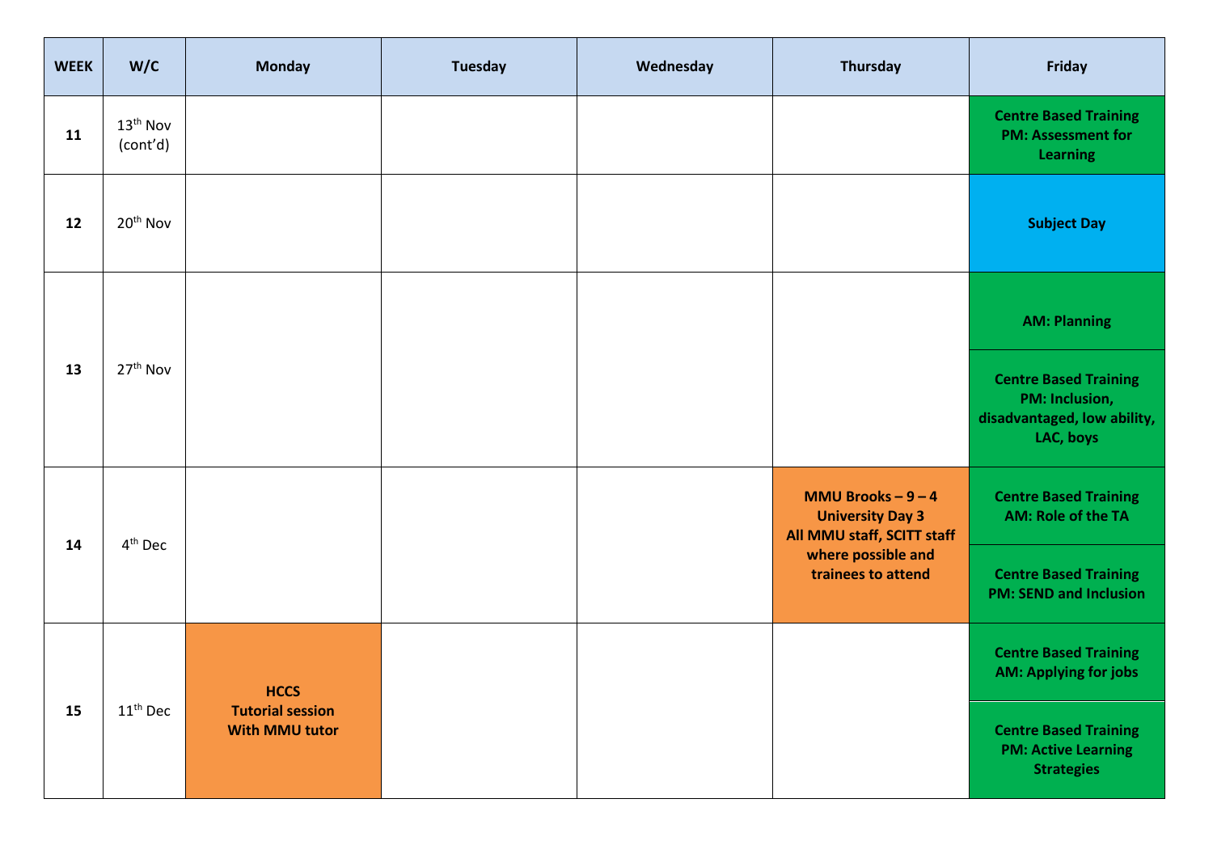| WEEK | W/C | Monday | Tuesday | Wednesday | Thursday | Friday |
|---|---|---|---|---|---|---|
| **11** | 13th Nov (cont'd) | | | | | **Centre Based Training PM: Assessment for Learning** |
| **12** | 20th Nov | | | | | **Subject Day** |
| **13** | 27th Nov | | | | | **AM: Planning**<br>**Centre Based Training PM: Inclusion, disadvantaged, low ability, LAC, boys** |
| **14** | 4th Dec | | | | **MMU Brooks – 9 – 4 University Day 3 All MMU staff, SCITT staff where possible and trainees to attend** | **Centre Based Training AM: Role of the TA**<br>**Centre Based Training PM: SEND and Inclusion** |
| **15** | 11th Dec | **HCCS Tutorial session With MMU tutor** | | | | **Centre Based Training AM: Applying for jobs**<br>**Centre Based Training PM: Active Learning Strategies** |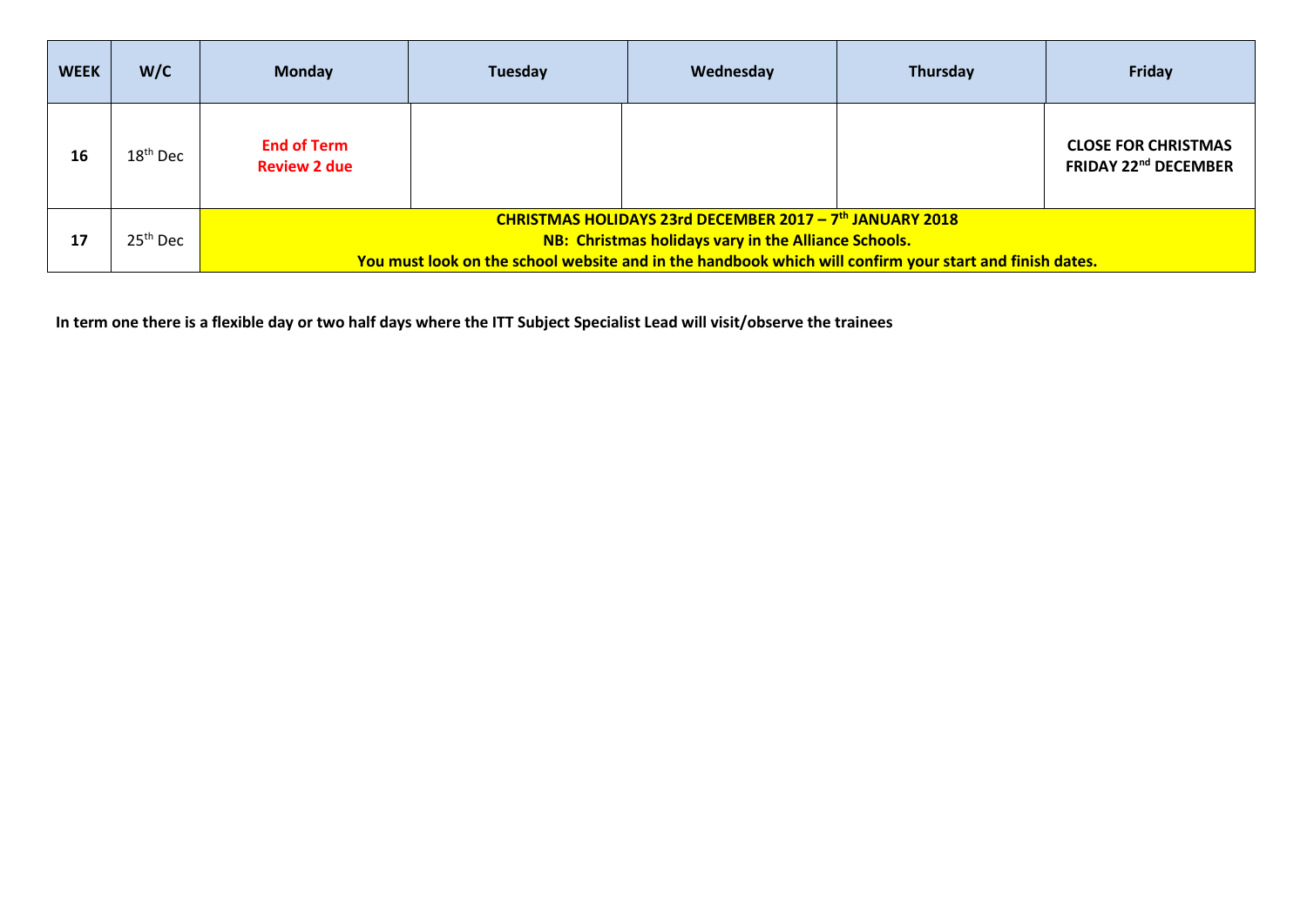| WEEK | W/C | Monday | Tuesday | Wednesday | Thursday | Friday |
|---|---|---|---|---|---|---|
| 16 | 18th Dec | **End of Term Review 2 due** | | | | **CLOSE FOR CHRISTMAS FRIDAY 22nd DECEMBER** |
| 17 | 25th Dec | **CHRISTMAS HOLIDAYS 23rd DECEMBER 2017 – 7th JANUARY 2018 NB: Christmas holidays vary in the Alliance Schools. You must look on the school website and in the handbook which will confirm your start and finish dates.** | | | | |

**In term one there is a flexible day or two half days where the ITT Subject Specialist Lead will visit/observe the trainees**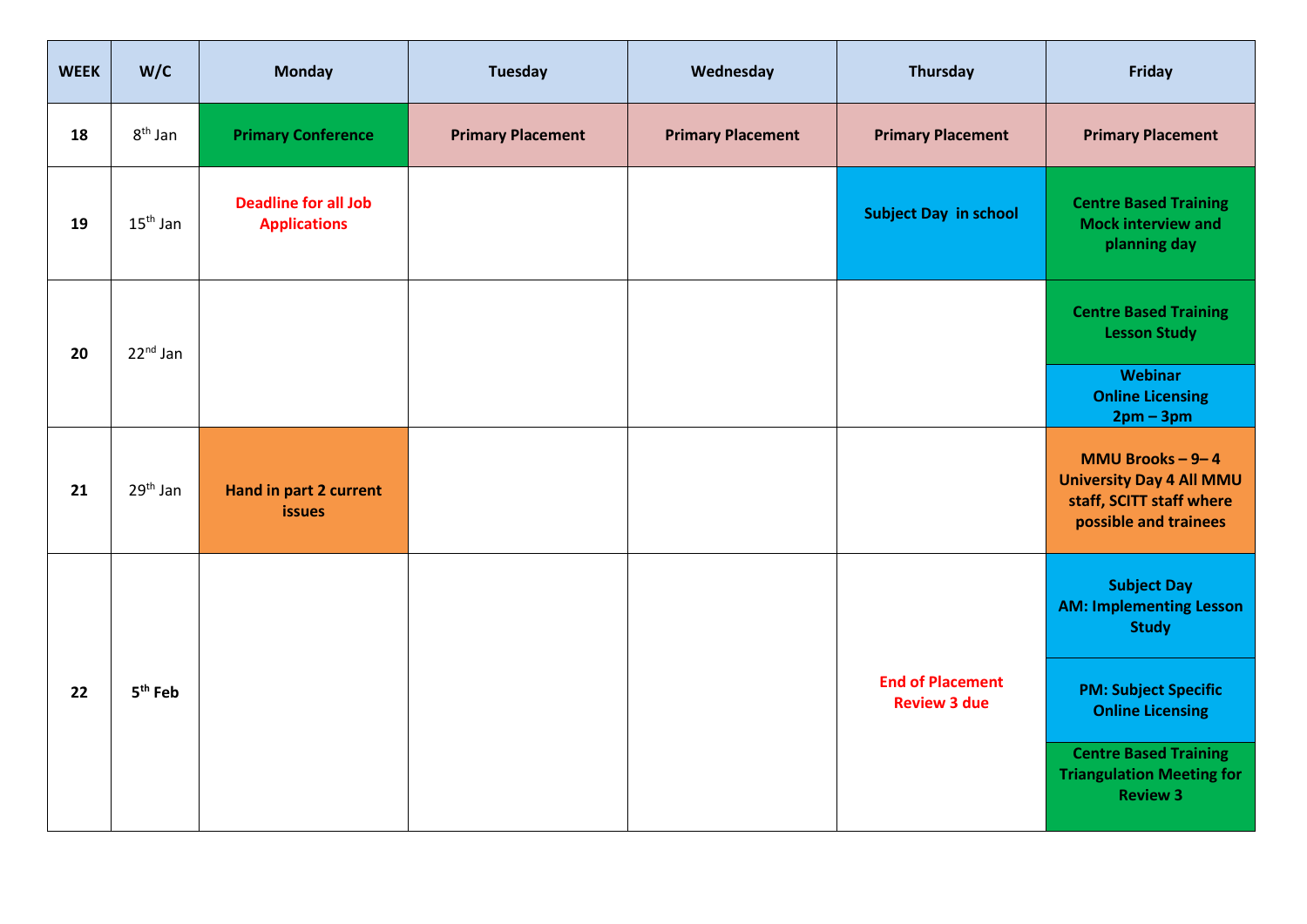| WEEK | W/C | Monday | Tuesday | Wednesday | Thursday | Friday |
|---|---|---|---|---|---|---|
| 18 | 8th Jan | **Primary Conference** | **Primary Placement** | **Primary Placement** | **Primary Placement** | **Primary Placement** |
| 19 | 15th Jan | **Deadline for all Job Applications** | | | **Subject Day in school** | **Centre Based Training Mock interview and planning day** |
| 20 | 22nd Jan | | | | | **Centre Based Training Lesson Study**<br>**Webinar Online Licensing 2pm – 3pm** |
| 21 | 29th Jan | **Hand in part 2 current issues** | | | | **MMU Brooks – 9– 4 University Day 4 All MMU staff, SCITT staff where possible and trainees** |
| 22 | **5th Feb** | | | | **End of Placement Review 3 due** | **Subject Day AM: Implementing Lesson Study**<br>**PM: Subject Specific Online Licensing**<br>**Centre Based Training Triangulation Meeting for Review 3** |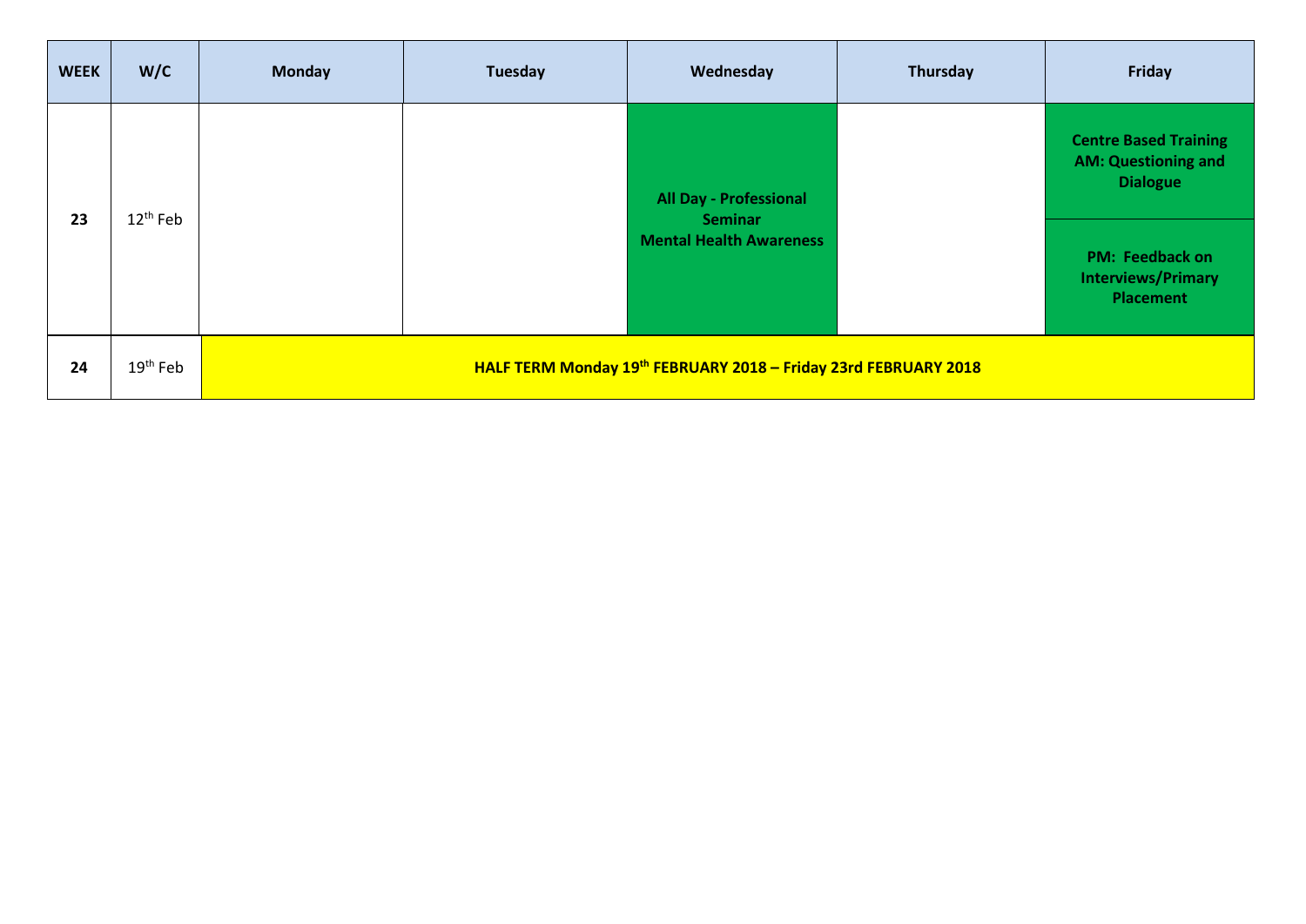| WEEK | W/C | Monday | Tuesday | Wednesday | Thursday | Friday |
|---|---|---|---|---|---|---|
| 23 | 12th Feb | | | **All Day - Professional Seminar Mental Health Awareness** | | **Centre Based Training AM: Questioning and Dialogue** <br> **PM: Feedback on Interviews/Primary Placement** |
| 24 | 19th Feb | **HALF TERM Monday 19th FEBRUARY 2018 – Friday 23rd FEBRUARY 2018** | | | | |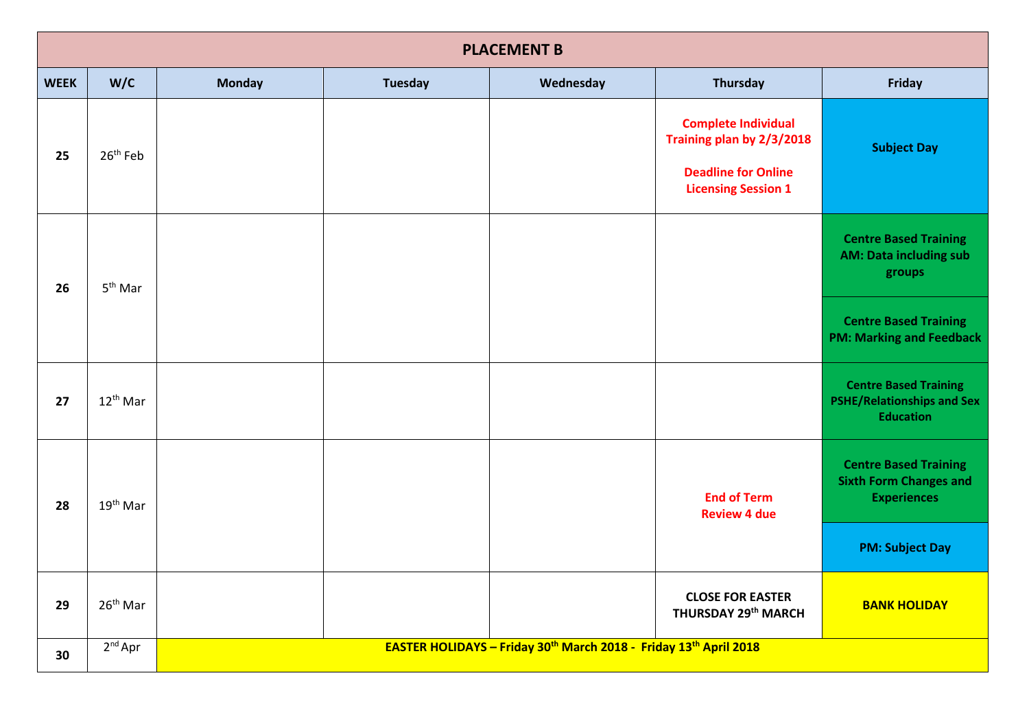| PLACEMENT B | | | | | | |
|---|---|---|---|---|---|---|
| **WEEK** | **W/C** | **Monday** | **Tuesday** | **Wednesday** | **Thursday** | **Friday** |
| **25** | 26th Feb | | | | **Complete Individual Training plan by 2/3/2018** **Deadline for Online Licensing Session 1** | **Subject Day** |
| **26** | 5th Mar | | | | | **Centre Based Training AM: Data including sub groups** **Centre Based Training PM: Marking and Feedback** |
| **27** | 12th Mar | | | | | **Centre Based Training PSHE/Relationships and Sex Education** |
| **28** | 19th Mar | | | | **End of Term Review 4 due** | **Centre Based Training Sixth Form Changes and Experiences** **PM: Subject Day** |
| **29** | 26th Mar | | | | **CLOSE FOR EASTER THURSDAY 29th MARCH** | **BANK HOLIDAY** |
| **30** | 2nd Apr | **EASTER HOLIDAYS – Friday 30th March 2018 - Friday 13th April 2018** | | | | |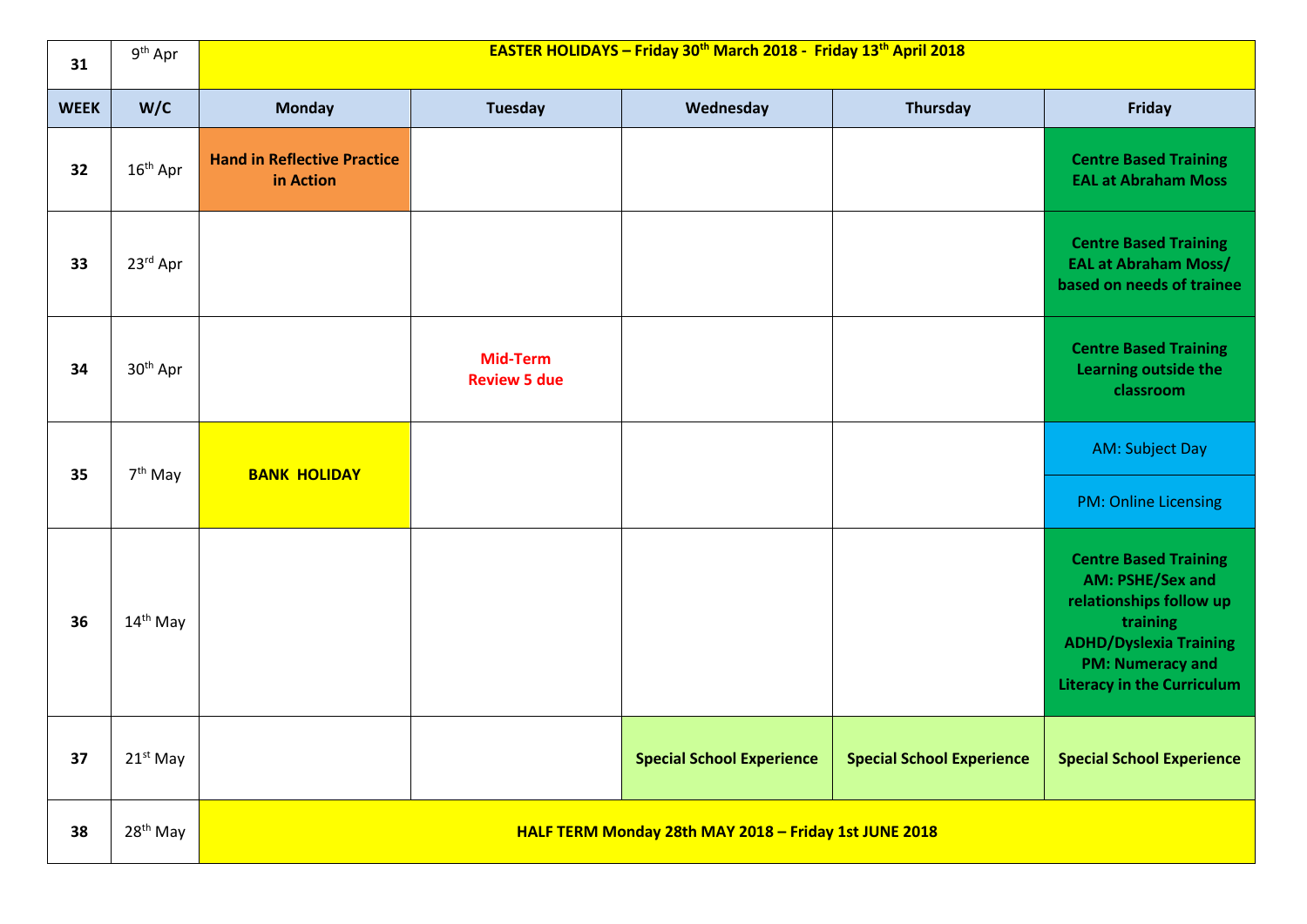| 31 | 9th Apr | **EASTER HOLIDAYS – Friday 30th March 2018 - Friday 13th April 2018** | | | | |
|---|---|---|---|---|---|---|
| **WEEK** | **W/C** | **Monday** | **Tuesday** | **Wednesday** | **Thursday** | **Friday** |
| **32** | 16th Apr | **Hand in Reflective Practice in Action** | | | | **Centre Based Training EAL at Abraham Moss** |
| **33** | 23rd Apr | | | | | **Centre Based Training EAL at Abraham Moss/ based on needs of trainee** |
| **34** | 30th Apr | | **Mid-Term Review 5 due** | | | **Centre Based Training Learning outside the classroom** |
| **35** | 7th May | **BANK HOLIDAY** | | | | AM: Subject Day<br>PM: Online Licensing |
| **36** | 14th May | | | | | **Centre Based Training AM: PSHE/Sex and relationships follow up training ADHD/Dyslexia Training PM: Numeracy and Literacy in the Curriculum** |
| **37** | 21st May | | | **Special School Experience** | **Special School Experience** | **Special School Experience** |
| **38** | 28th May | **HALF TERM Monday 28th MAY 2018 – Friday 1st JUNE 2018** | | | | |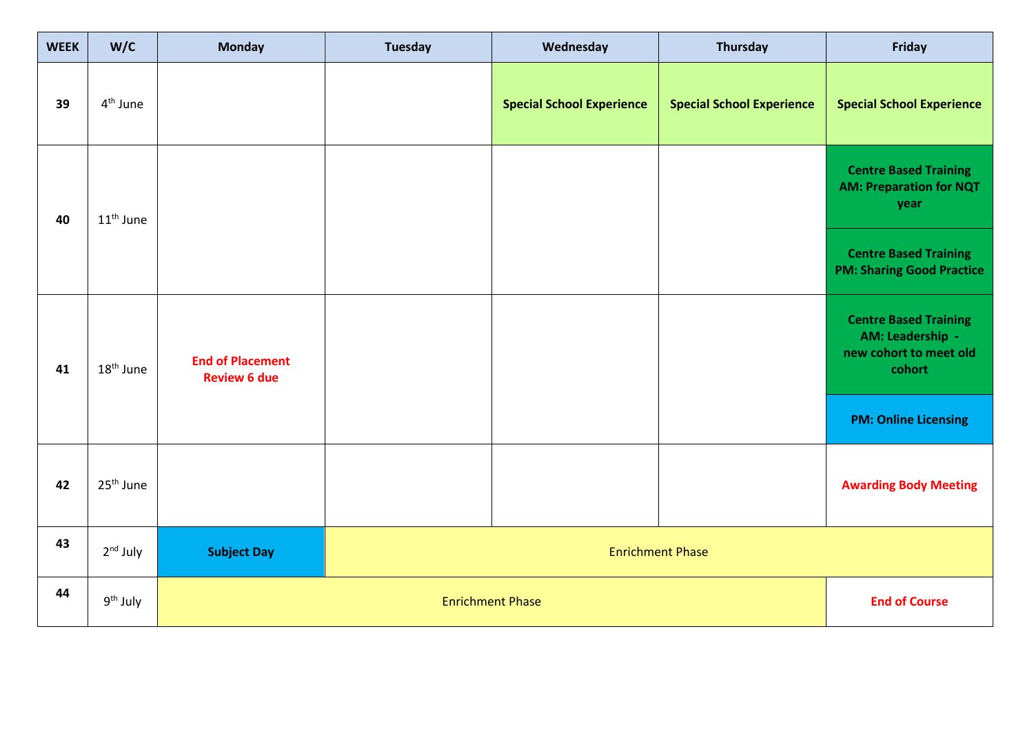| WEEK | W/C | Monday | Tuesday | Wednesday | Thursday | Friday |
| --- | --- | --- | --- | --- | --- | --- |
| **39** | 4th June | | | **Special School Experience** | **Special School Experience** | **Special School Experience** |
| **40** | 11th June | | | | | **Centre Based Training AM: Preparation for NQT year**<br>**Centre Based Training PM: Sharing Good Practice** |
| **41** | 18th June | **End of Placement Review 6 due** | | | | **Centre Based Training AM: Leadership - new cohort to meet old cohort**<br>**PM: Online Licensing** |
| **42** | 25th June | | | | | **Awarding Body Meeting** |
| **43** | 2nd July | **Subject Day** | Enrichment Phase | | | |
| **44** | 9th July | Enrichment Phase | | | | **End of Course** |